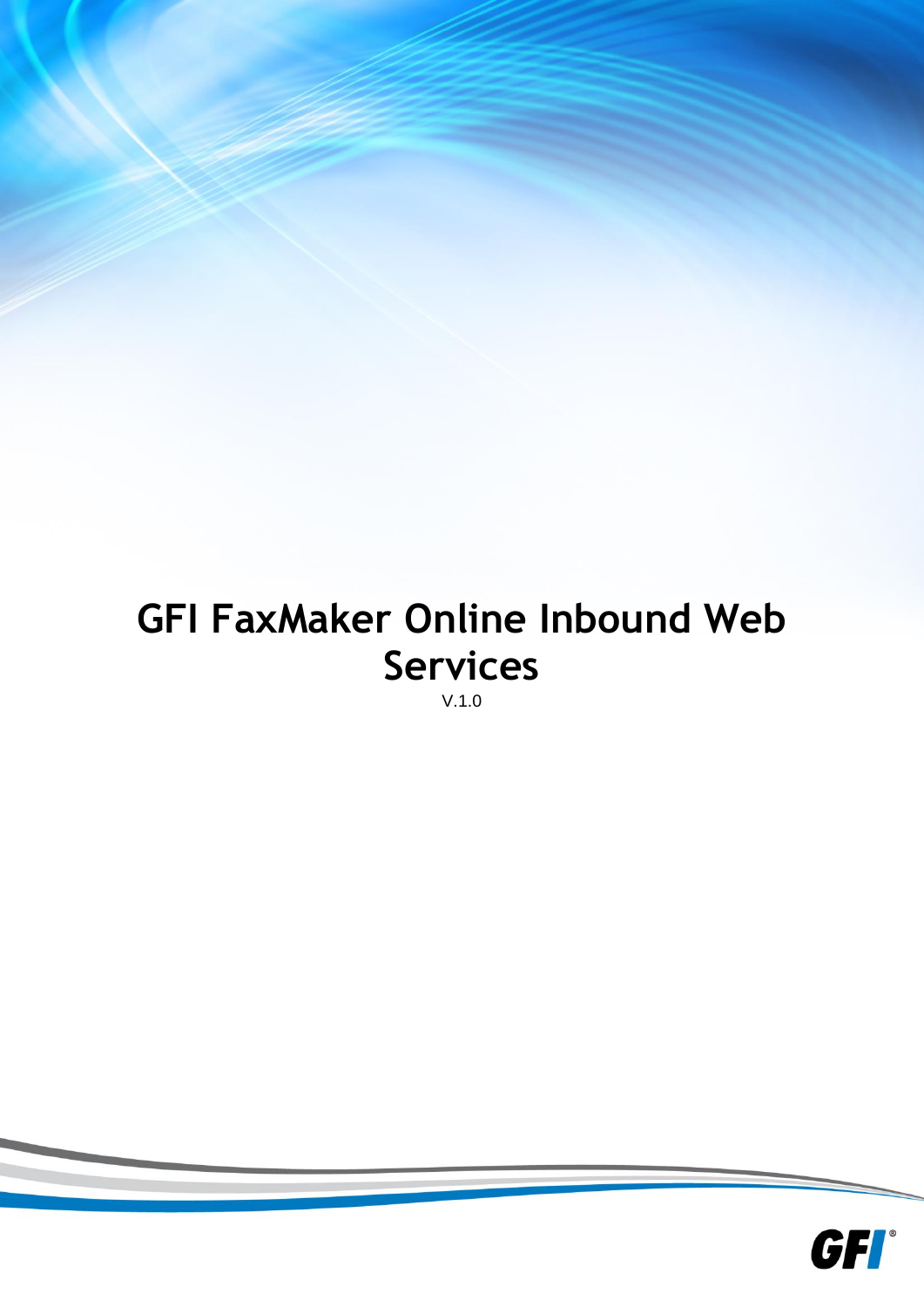# GFI FaxMaker Online Inbound Web Services

V.1.0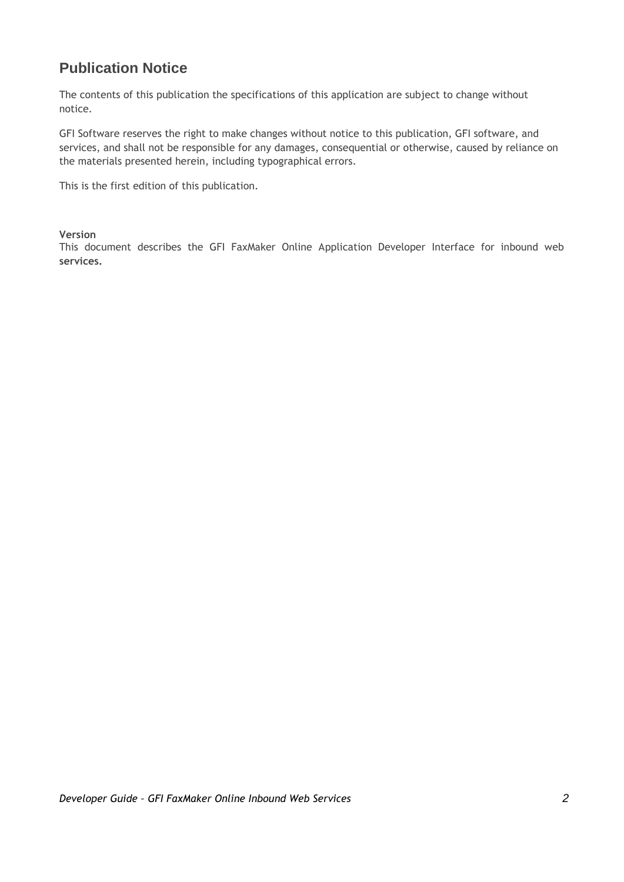# Publication Notice

The contents of this publication the specifications of this application are subject to change without notice.

GFI Software reserves the right to make changes without notice to this publication, GFI software, and services, and shall not be responsible for any damages, consequential or otherwise, caused by reliance on the materials presented herein, including typographical errors.

This is the first edition of this publication.

**Version**
This document describes the GFI FaxMaker Online Application Developer Interface for inbound web **services.**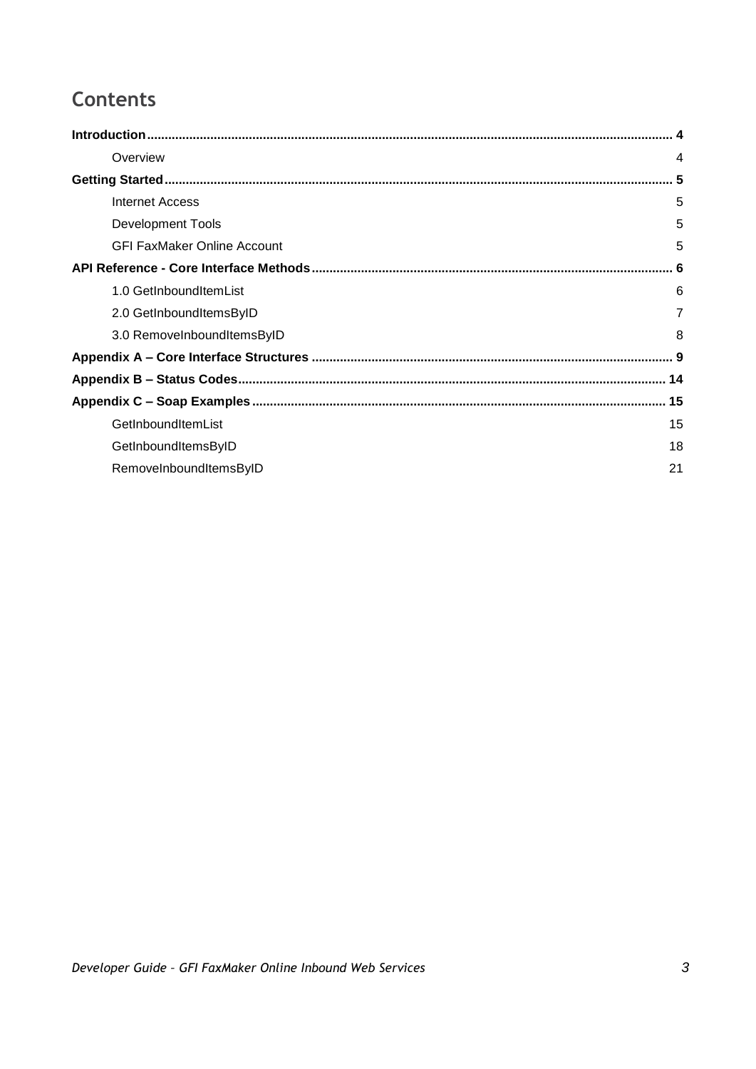# Contents

**Introduction** .......... **4**

- Overview .......... 4

**Getting Started** .......... **5**

- Internet Access .......... 5
- Development Tools .......... 5
- GFI FaxMaker Online Account .......... 5

**API Reference - Core Interface Methods** .......... **6**

- 1.0 GetInboundItemList .......... 6
- 2.0 GetInboundItemsByID .......... 7
- 3.0 RemoveInboundItemsByID .......... 8

**Appendix A – Core Interface Structures** .......... **9**

**Appendix B – Status Codes** .......... **14**

**Appendix C – Soap Examples** .......... **15**

- GetInboundItemList .......... 15
- GetInboundItemsByID .......... 18
- RemoveInboundItemsByID .......... 21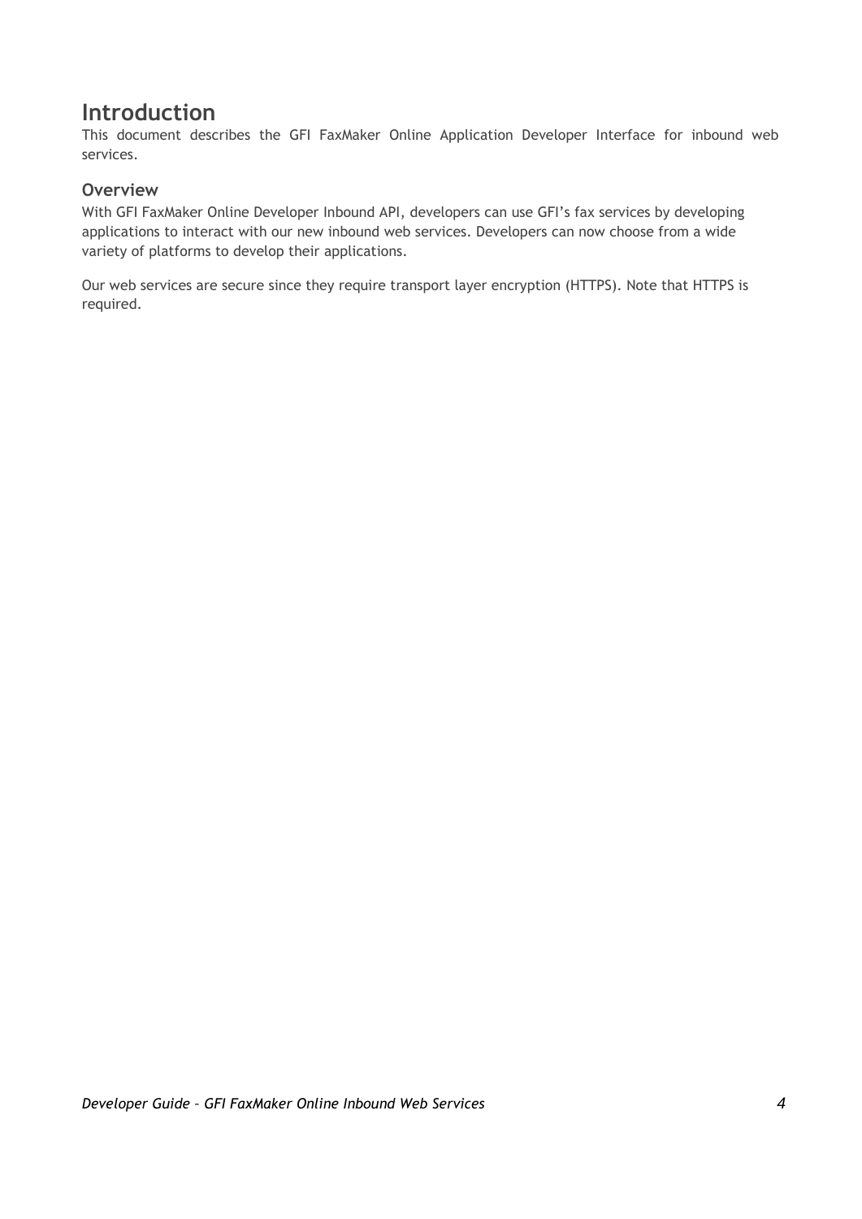# Introduction

This document describes the GFI FaxMaker Online Application Developer Interface for inbound web services.

## Overview

With GFI FaxMaker Online Developer Inbound API, developers can use GFI's fax services by developing applications to interact with our new inbound web services. Developers can now choose from a wide variety of platforms to develop their applications.

Our web services are secure since they require transport layer encryption (HTTPS). Note that HTTPS is required.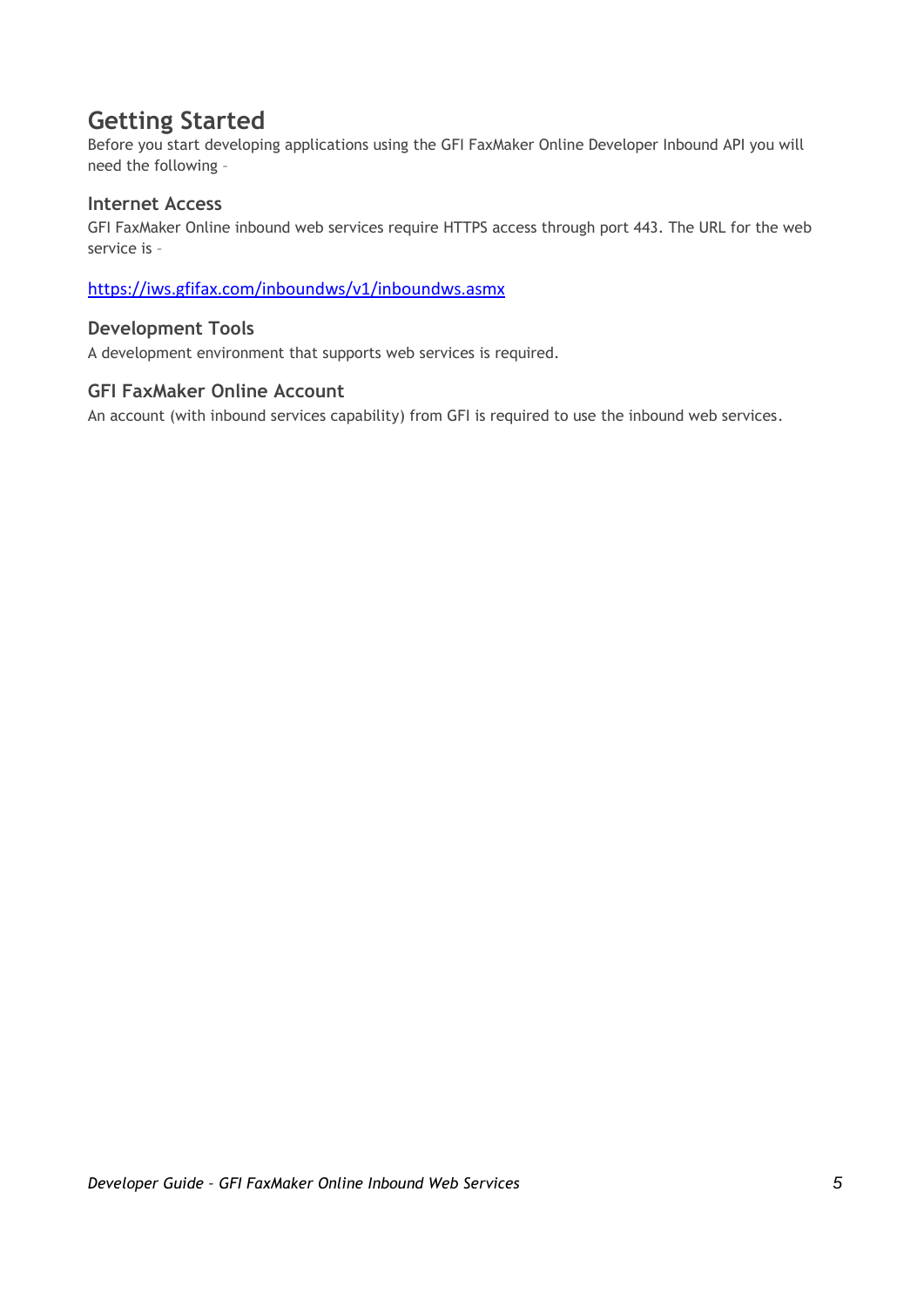# Getting Started

Before you start developing applications using the GFI FaxMaker Online Developer Inbound API you will need the following –

## Internet Access

GFI FaxMaker Online inbound web services require HTTPS access through port 443. The URL for the web service is –

https://iws.gfifax.com/inboundws/v1/inboundws.asmx

## Development Tools

A development environment that supports web services is required.

## GFI FaxMaker Online Account

An account (with inbound services capability) from GFI is required to use the inbound web services.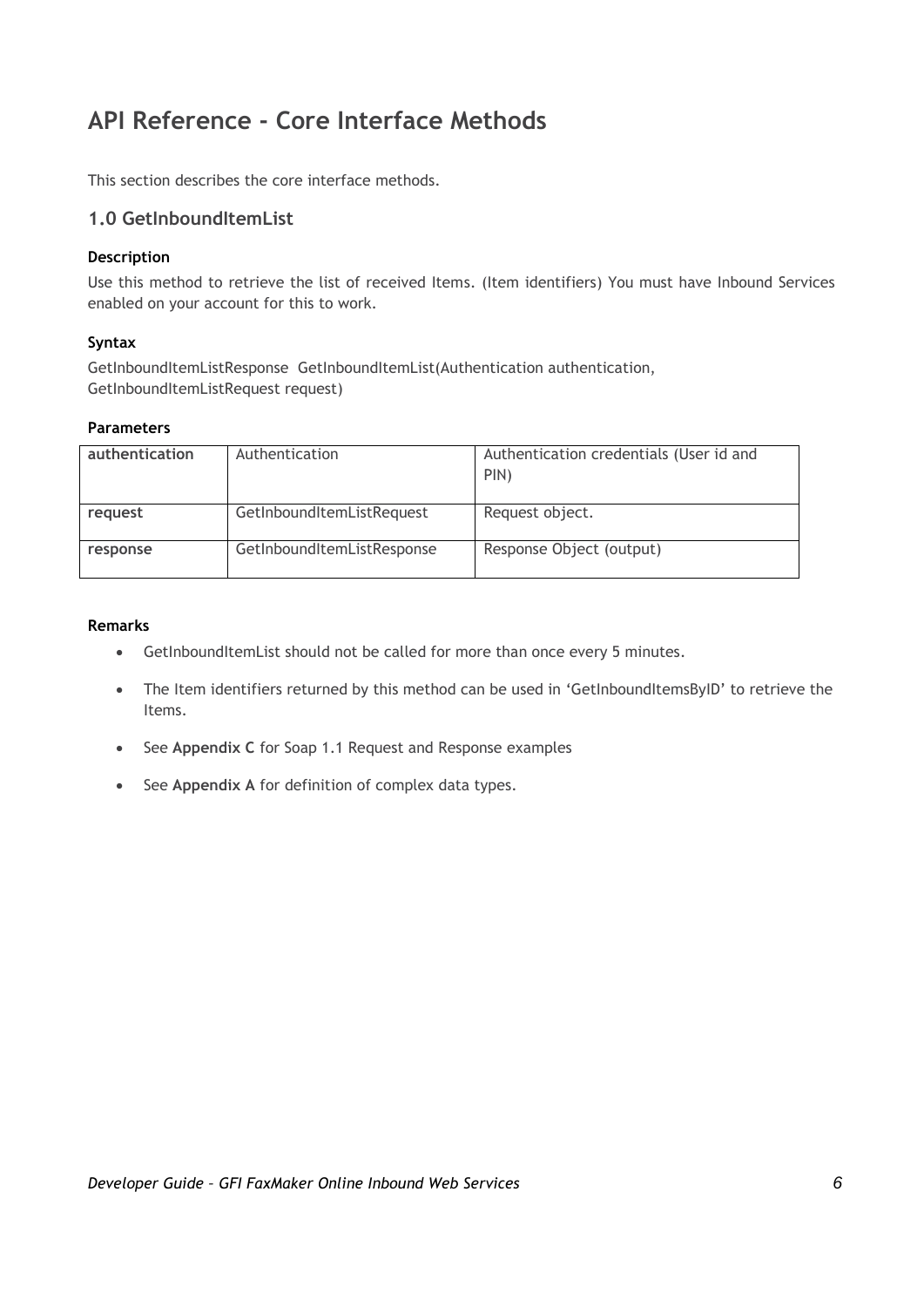# API Reference - Core Interface Methods

This section describes the core interface methods.

## 1.0 GetInboundItemList

### Description

Use this method to retrieve the list of received Items. (Item identifiers) You must have Inbound Services enabled on your account for this to work.

### Syntax

GetInboundItemListResponse GetInboundItemList(Authentication authentication, GetInboundItemListRequest request)

### Parameters

| | | |
|---|---|---|
| **authentication** | Authentication | Authentication credentials (User id and PIN) |
| **request** | GetInboundItemListRequest | Request object. |
| **response** | GetInboundItemListResponse | Response Object (output) |

### Remarks

- GetInboundItemList should not be called for more than once every 5 minutes.
- The Item identifiers returned by this method can be used in 'GetInboundItemsByID' to retrieve the Items.
- See **Appendix C** for Soap 1.1 Request and Response examples
- See **Appendix A** for definition of complex data types.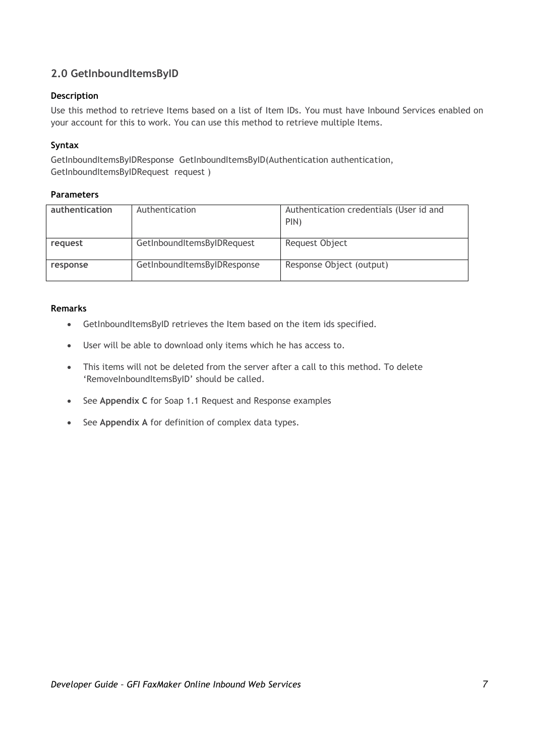## 2.0 GetInboundItemsByID

### Description

Use this method to retrieve Items based on a list of Item IDs. You must have Inbound Services enabled on your account for this to work. You can use this method to retrieve multiple Items.

### Syntax

GetInboundItemsByIDResponse GetInboundItemsByID(Authentication authentication, GetInboundItemsByIDRequest request )

### Parameters

| | | |
|---|---|---|
| **authentication** | Authentication | Authentication credentials (User id and PIN) |
| **request** | GetInboundItemsByIDRequest | Request Object |
| **response** | GetInboundItemsByIDResponse | Response Object (output) |

### Remarks

- GetInboundItemsByID retrieves the Item based on the item ids specified.
- User will be able to download only items which he has access to.
- This items will not be deleted from the server after a call to this method. To delete 'RemoveInboundItemsByID' should be called.
- See **Appendix C** for Soap 1.1 Request and Response examples
- See **Appendix A** for definition of complex data types.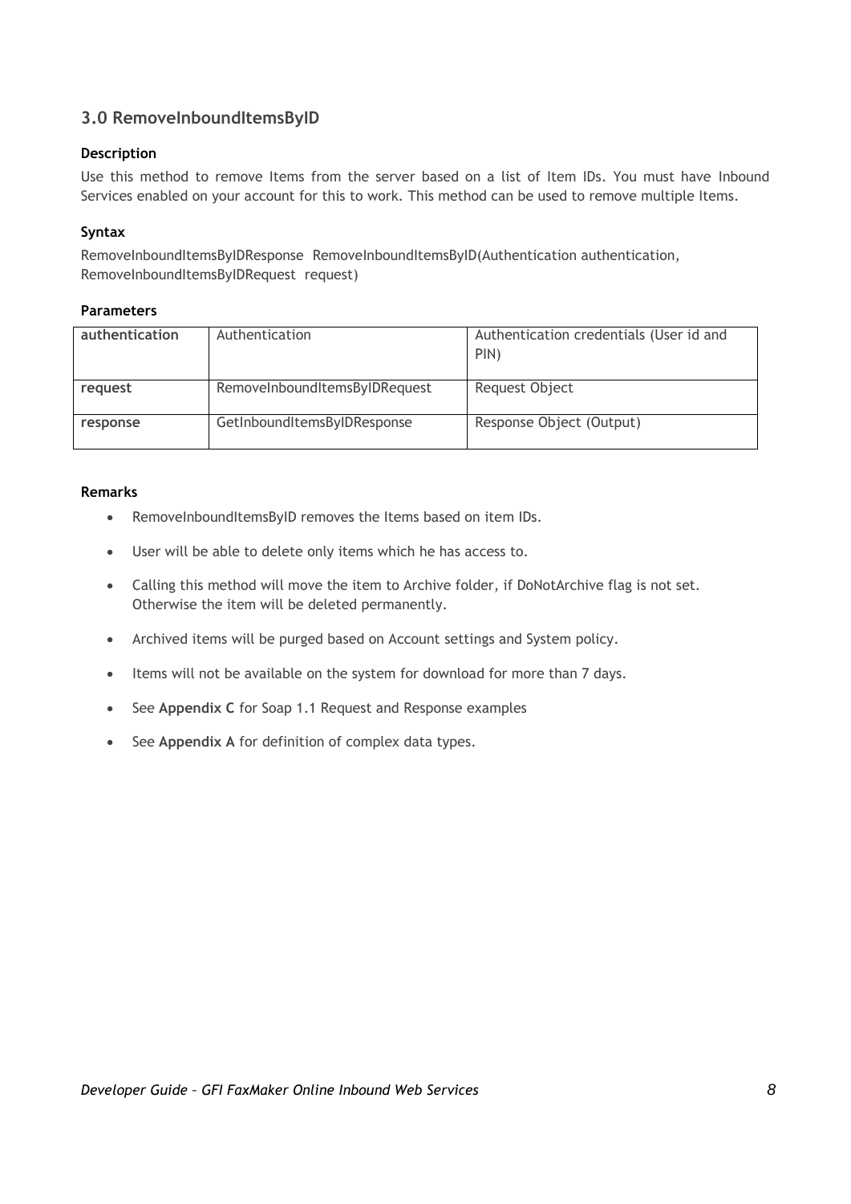## 3.0 RemoveInboundItemsByID

### Description

Use this method to remove Items from the server based on a list of Item IDs. You must have Inbound Services enabled on your account for this to work. This method can be used to remove multiple Items.

### Syntax

RemoveInboundItemsByIDResponse RemoveInboundItemsByID(Authentication authentication, RemoveInboundItemsByIDRequest request)

### Parameters

| authentication | Authentication | Authentication credentials (User id and PIN) |
|---|---|---|
| **request** | RemoveInboundItemsByIDRequest | Request Object |
| **response** | GetInboundItemsByIDResponse | Response Object (Output) |

### Remarks

- RemoveInboundItemsByID removes the Items based on item IDs.
- User will be able to delete only items which he has access to.
- Calling this method will move the item to Archive folder, if DoNotArchive flag is not set. Otherwise the item will be deleted permanently.
- Archived items will be purged based on Account settings and System policy.
- Items will not be available on the system for download for more than 7 days.
- See **Appendix C** for Soap 1.1 Request and Response examples
- See **Appendix A** for definition of complex data types.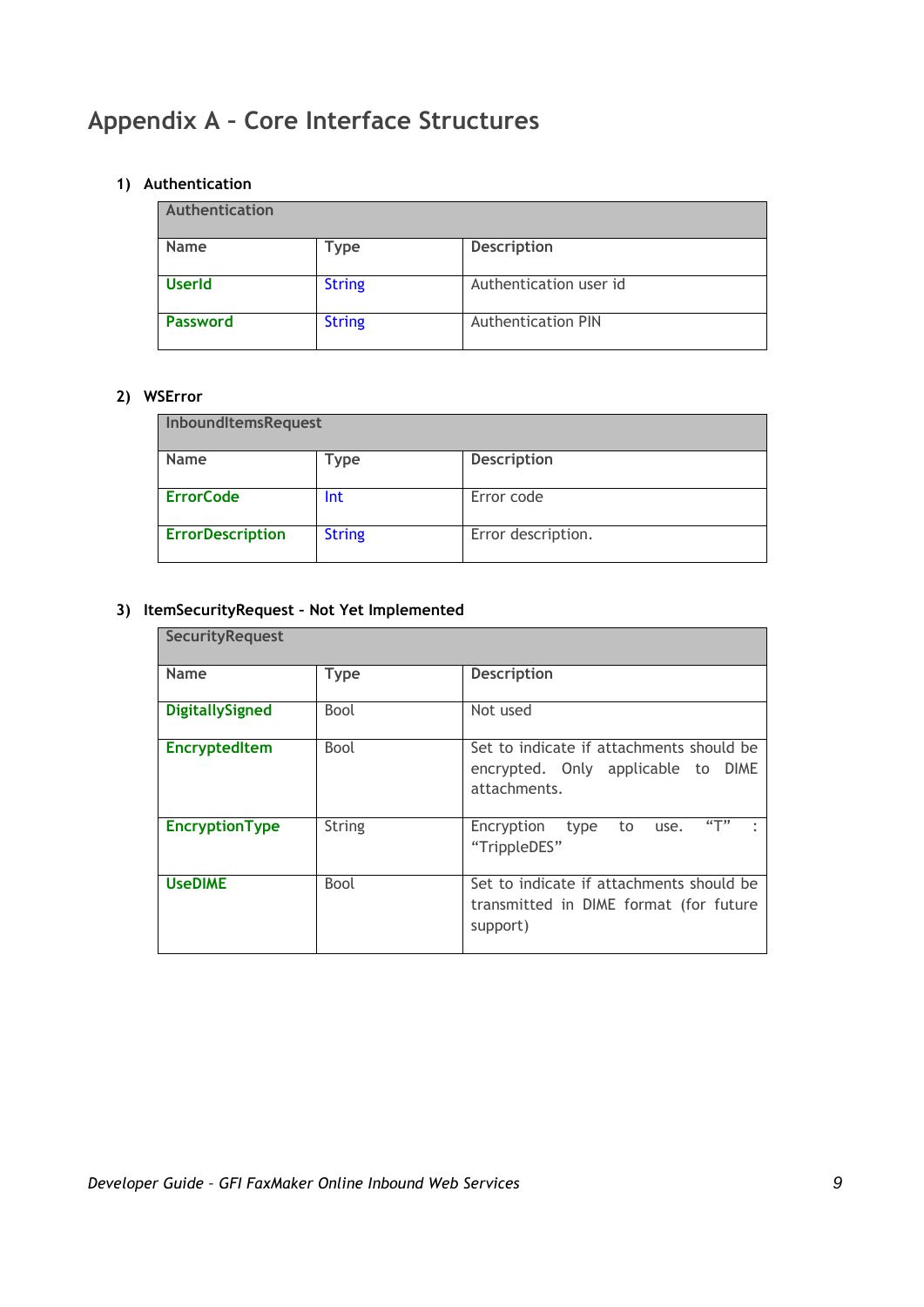# Appendix A – Core Interface Structures

## 1) Authentication

| Authentication | | |
|---|---|---|
| Name | Type | Description |
| UserId | String | Authentication user id |
| Password | String | Authentication PIN |

## 2) WSError

| InboundItemsRequest | | |
|---|---|---|
| Name | Type | Description |
| ErrorCode | Int | Error code |
| ErrorDescription | String | Error description. |

## 3) ItemSecurityRequest – Not Yet Implemented

| SecurityRequest | | |
|---|---|---|
| Name | Type | Description |
| DigitallySigned | Bool | Not used |
| EncryptedItem | Bool | Set to indicate if attachments should be encrypted. Only applicable to DIME attachments. |
| EncryptionType | String | Encryption type to use. “T” : “TrippleDES” |
| UseDIME | Bool | Set to indicate if attachments should be transmitted in DIME format (for future support) |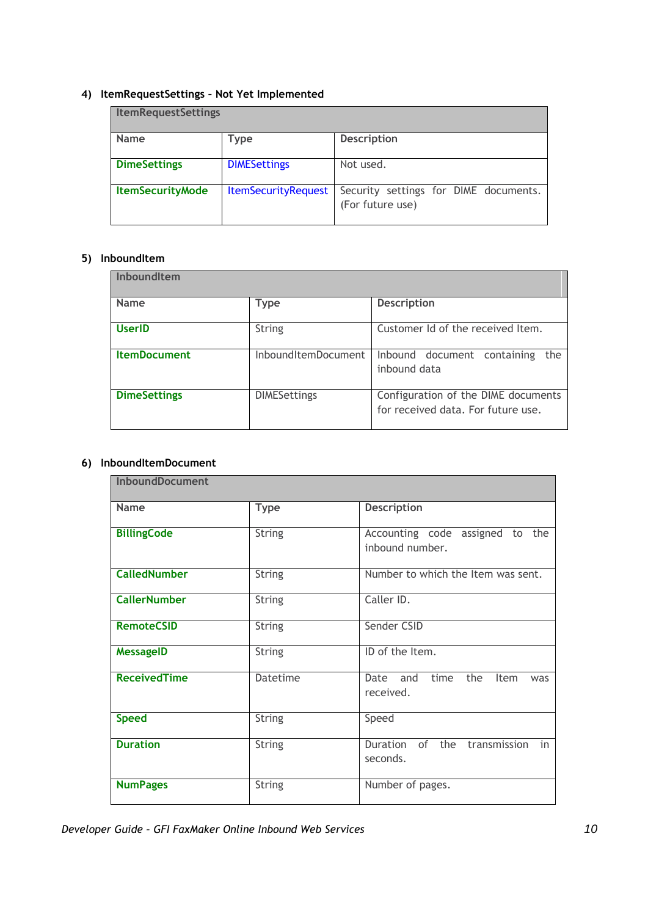### 4) ItemRequestSettings – Not Yet Implemented

| ItemRequestSettings | | |
|---|---|---|
| **Name** | **Type** | **Description** |
| **DimeSettings** | DIMESettings | Not used. |
| **ItemSecurityMode** | ItemSecurityRequest | Security settings for DIME documents. (For future use) |

### 5) InboundItem

| InboundItem | | |
|---|---|---|
| **Name** | **Type** | **Description** |
| **UserID** | String | Customer Id of the received Item. |
| **ItemDocument** | InboundItemDocument | Inbound document containing the inbound data |
| **DimeSettings** | DIMESettings | Configuration of the DIME documents for received data. For future use. |

### 6) InboundItemDocument

| InboundDocument | | |
|---|---|---|
| **Name** | **Type** | **Description** |
| **BillingCode** | String | Accounting code assigned to the inbound number. |
| **CalledNumber** | String | Number to which the Item was sent. |
| **CallerNumber** | String | Caller ID. |
| **RemoteCSID** | String | Sender CSID |
| **MessageID** | String | ID of the Item. |
| **ReceivedTime** | Datetime | Date and time the Item was received. |
| **Speed** | String | Speed |
| **Duration** | String | Duration of the transmission in seconds. |
| **NumPages** | String | Number of pages. |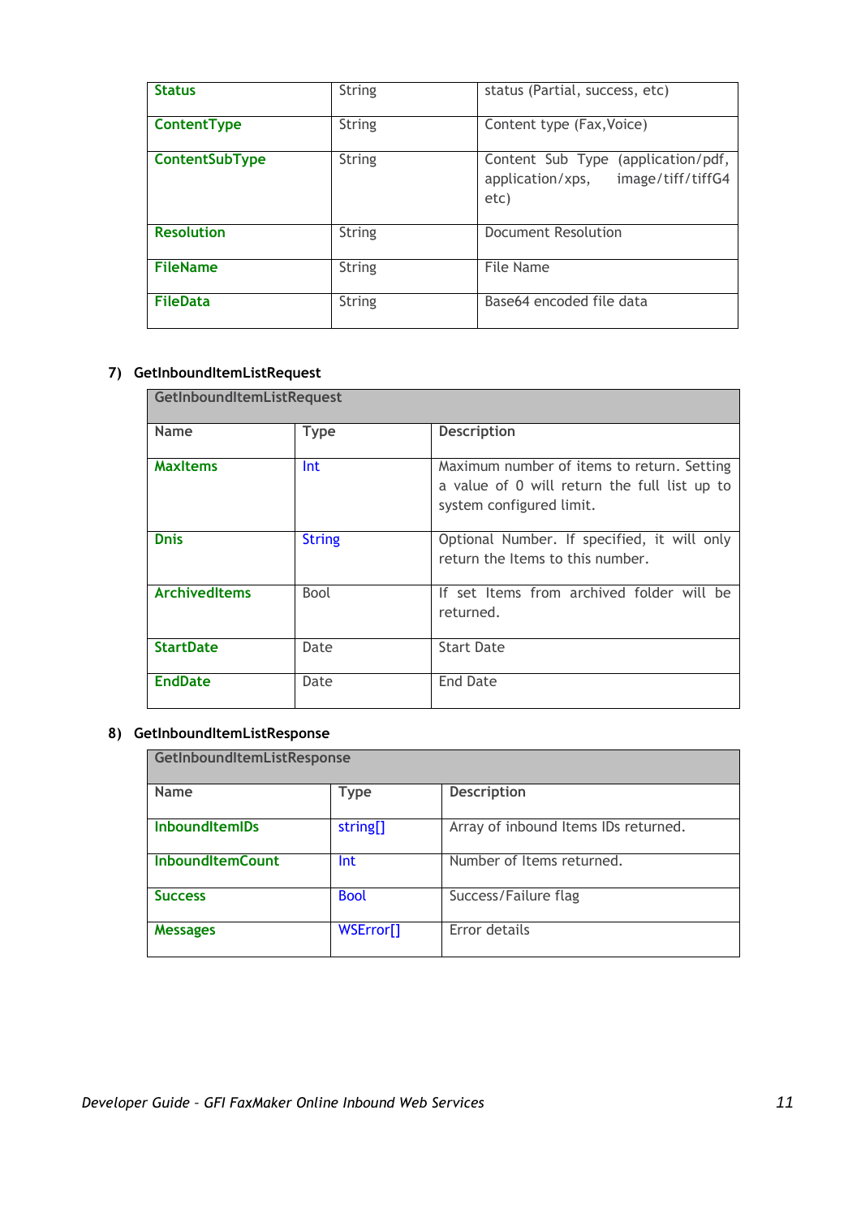| | | |
|---|---|---|
| **Status** | String | status (Partial, success, etc) |
| **ContentType** | String | Content type (Fax,Voice) |
| **ContentSubType** | String | Content Sub Type (application/pdf, application/xps, image/tiff/tiffG4 etc) |
| **Resolution** | String | Document Resolution |
| **FileName** | String | File Name |
| **FileData** | String | Base64 encoded file data |

### 7) GetInboundItemListRequest

| GetInboundItemListRequest | | |
|---|---|---|
| **Name** | **Type** | **Description** |
| **MaxItems** | Int | Maximum number of items to return. Setting a value of 0 will return the full list up to system configured limit. |
| **Dnis** | String | Optional Number. If specified, it will only return the Items to this number. |
| **ArchivedItems** | Bool | If set Items from archived folder will be returned. |
| **StartDate** | Date | Start Date |
| **EndDate** | Date | End Date |

### 8) GetInboundItemListResponse

| GetInboundItemListResponse | | |
|---|---|---|
| **Name** | **Type** | **Description** |
| **InboundItemIDs** | string[] | Array of inbound Items IDs returned. |
| **InboundItemCount** | Int | Number of Items returned. |
| **Success** | Bool | Success/Failure flag |
| **Messages** | WSError[] | Error details |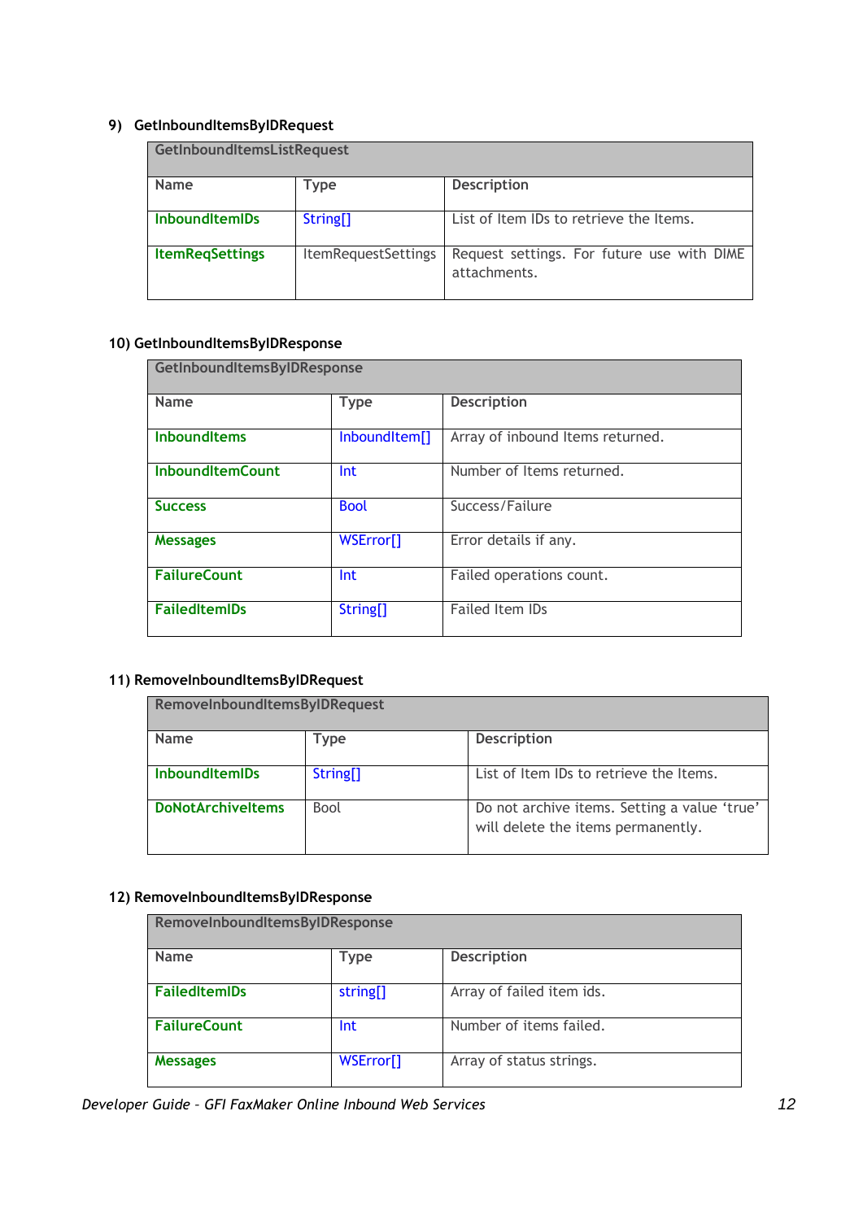### 9) GetInboundItemsByIDRequest

| GetInboundItemsListRequest | | |
|---|---|---|
| **Name** | **Type** | **Description** |
| **InboundItemIDs** | String[] | List of Item IDs to retrieve the Items. |
| **ItemReqSettings** | ItemRequestSettings | Request settings. For future use with DIME attachments. |

### 10) GetInboundItemsByIDResponse

| GetInboundItemsByIDResponse | | |
|---|---|---|
| **Name** | **Type** | **Description** |
| **InboundItems** | InboundItem[] | Array of inbound Items returned. |
| **InboundItemCount** | Int | Number of Items returned. |
| **Success** | Bool | Success/Failure |
| **Messages** | WSError[] | Error details if any. |
| **FailureCount** | Int | Failed operations count. |
| **FailedItemIDs** | String[] | Failed Item IDs |

### 11) RemoveInboundItemsByIDRequest

| RemoveInboundItemsByIDRequest | | |
|---|---|---|
| **Name** | **Type** | **Description** |
| **InboundItemIDs** | String[] | List of Item IDs to retrieve the Items. |
| **DoNotArchiveItems** | Bool | Do not archive items. Setting a value 'true' will delete the items permanently. |

### 12) RemoveInboundItemsByIDResponse

| RemoveInboundItemsByIDResponse | | |
|---|---|---|
| **Name** | **Type** | **Description** |
| **FailedItemIDs** | string[] | Array of failed item ids. |
| **FailureCount** | Int | Number of items failed. |
| **Messages** | WSError[] | Array of status strings. |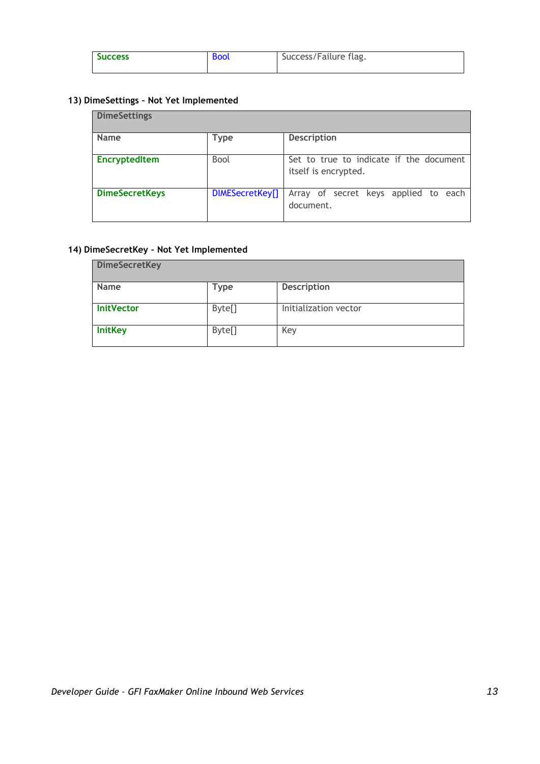| Success | Bool | Success/Failure flag. |
| --- | --- | --- |

### 13) DimeSettings – Not Yet Implemented

| DimeSettings | | |
| --- | --- | --- |
| **Name** | **Type** | **Description** |
| EncryptedItem | Bool | Set to true to indicate if the document itself is encrypted. |
| DimeSecretKeys | DIMESecretKey[] | Array of secret keys applied to each document. |

### 14) DimeSecretKey – Not Yet Implemented

| DimeSecretKey | | |
| --- | --- | --- |
| **Name** | **Type** | **Description** |
| InitVector | Byte[] | Initialization vector |
| InitKey | Byte[] | Key |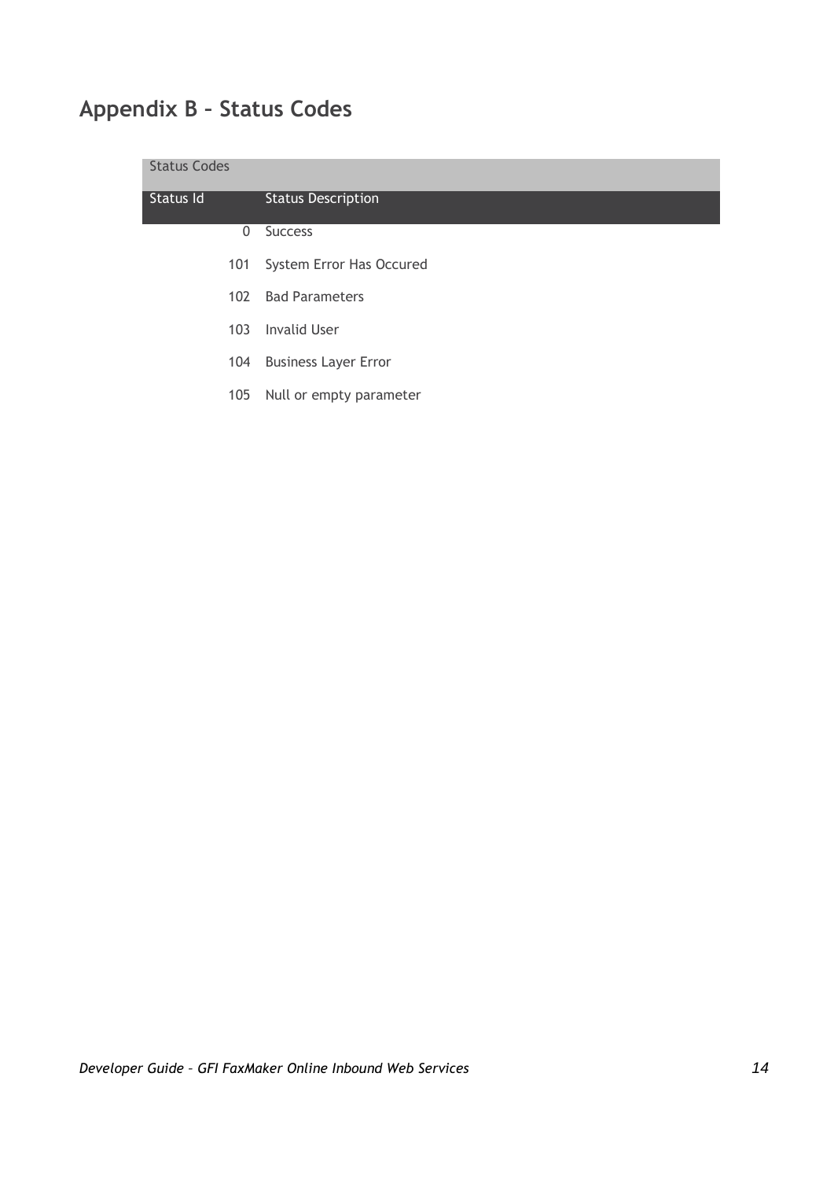# Appendix B – Status Codes

| Status Codes | |
|---|---|
| **Status Id** | **Status Description** |
| 0 | Success |
| 101 | System Error Has Occured |
| 102 | Bad Parameters |
| 103 | Invalid User |
| 104 | Business Layer Error |
| 105 | Null or empty parameter |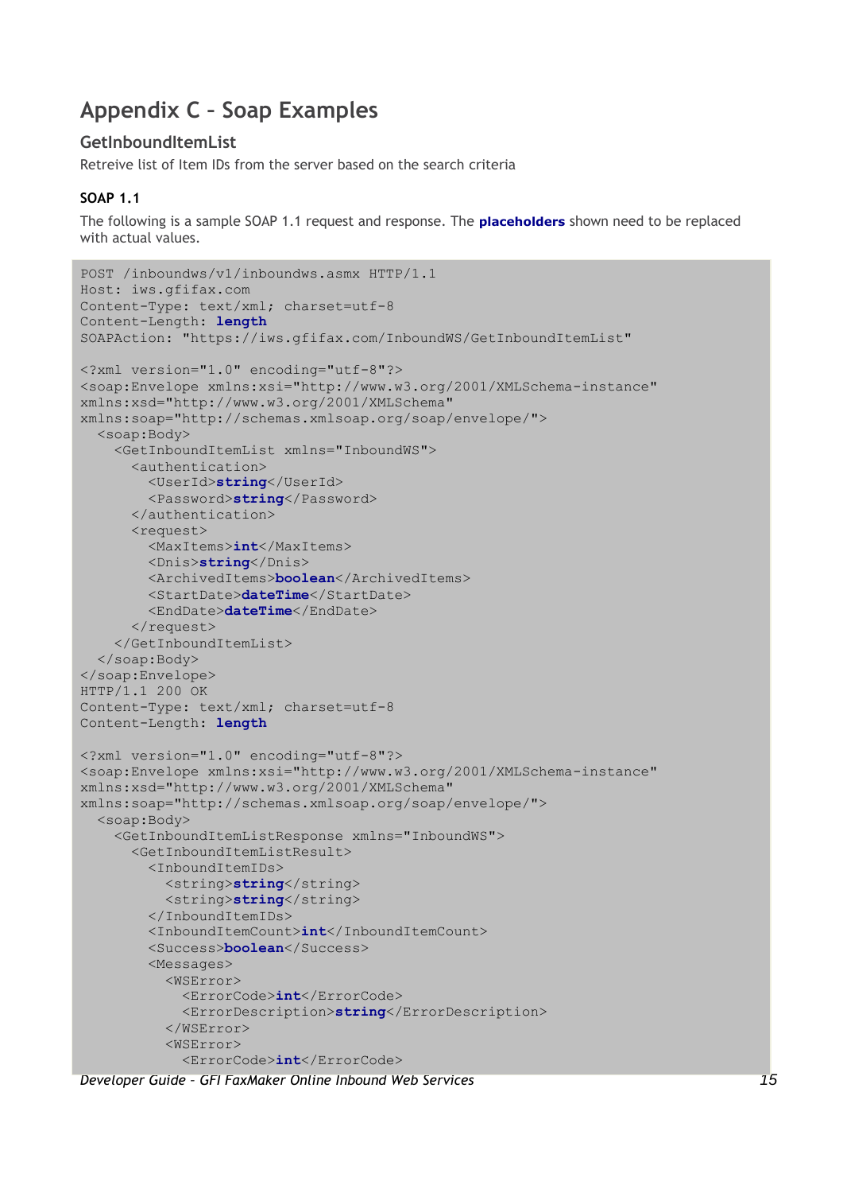# Appendix C – Soap Examples

## GetInboundItemList

Retreive list of Item IDs from the server based on the search criteria

### SOAP 1.1

The following is a sample SOAP 1.1 request and response. The **placeholders** shown need to be replaced with actual values.

```
POST /inboundws/v1/inboundws.asmx HTTP/1.1
Host: iws.gfifax.com
Content-Type: text/xml; charset=utf-8
Content-Length: length
SOAPAction: "https://iws.gfifax.com/InboundWS/GetInboundItemList"

<?xml version="1.0" encoding="utf-8"?>
<soap:Envelope xmlns:xsi="http://www.w3.org/2001/XMLSchema-instance"
xmlns:xsd="http://www.w3.org/2001/XMLSchema"
xmlns:soap="http://schemas.xmlsoap.org/soap/envelope/">
  <soap:Body>
    <GetInboundItemList xmlns="InboundWS">
      <authentication>
        <UserId>string</UserId>
        <Password>string</Password>
      </authentication>
      <request>
        <MaxItems>int</MaxItems>
        <Dnis>string</Dnis>
        <ArchivedItems>boolean</ArchivedItems>
        <StartDate>dateTime</StartDate>
        <EndDate>dateTime</EndDate>
      </request>
    </GetInboundItemList>
  </soap:Body>
</soap:Envelope>
HTTP/1.1 200 OK
Content-Type: text/xml; charset=utf-8
Content-Length: length

<?xml version="1.0" encoding="utf-8"?>
<soap:Envelope xmlns:xsi="http://www.w3.org/2001/XMLSchema-instance"
xmlns:xsd="http://www.w3.org/2001/XMLSchema"
xmlns:soap="http://schemas.xmlsoap.org/soap/envelope/">
  <soap:Body>
    <GetInboundItemListResponse xmlns="InboundWS">
      <GetInboundItemListResult>
        <InboundItemIDs>
          <string>string</string>
          <string>string</string>
        </InboundItemIDs>
        <InboundItemCount>int</InboundItemCount>
        <Success>boolean</Success>
        <Messages>
          <WSError>
            <ErrorCode>int</ErrorCode>
            <ErrorDescription>string</ErrorDescription>
          </WSError>
          <WSError>
            <ErrorCode>int</ErrorCode>
```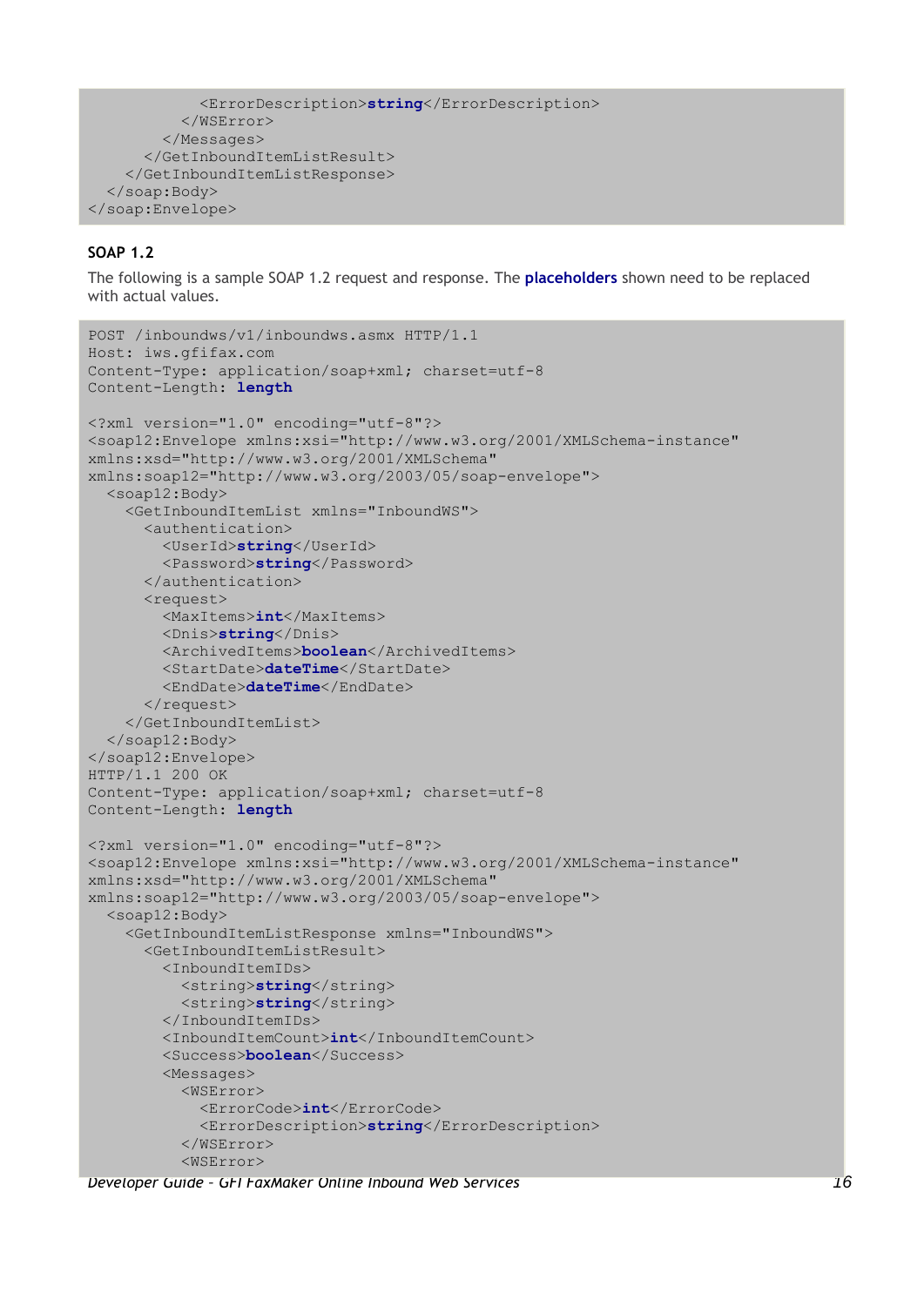```
          <ErrorDescription>string</ErrorDescription>
        </WSError>
      </Messages>
    </GetInboundItemListResult>
  </GetInboundItemListResponse>
  </soap:Body>
</soap:Envelope>
```

#### SOAP 1.2

The following is a sample SOAP 1.2 request and response. The **placeholders** shown need to be replaced with actual values.

```
POST /inboundws/v1/inboundws.asmx HTTP/1.1
Host: iws.gfifax.com
Content-Type: application/soap+xml; charset=utf-8
Content-Length: length

<?xml version="1.0" encoding="utf-8"?>
<soap12:Envelope xmlns:xsi="http://www.w3.org/2001/XMLSchema-instance"
xmlns:xsd="http://www.w3.org/2001/XMLSchema"
xmlns:soap12="http://www.w3.org/2003/05/soap-envelope">
  <soap12:Body>
    <GetInboundItemList xmlns="InboundWS">
      <authentication>
        <UserId>string</UserId>
        <Password>string</Password>
      </authentication>
      <request>
        <MaxItems>int</MaxItems>
        <Dnis>string</Dnis>
        <ArchivedItems>boolean</ArchivedItems>
        <StartDate>dateTime</StartDate>
        <EndDate>dateTime</EndDate>
      </request>
    </GetInboundItemList>
  </soap12:Body>
</soap12:Envelope>
HTTP/1.1 200 OK
Content-Type: application/soap+xml; charset=utf-8
Content-Length: length

<?xml version="1.0" encoding="utf-8"?>
<soap12:Envelope xmlns:xsi="http://www.w3.org/2001/XMLSchema-instance"
xmlns:xsd="http://www.w3.org/2001/XMLSchema"
xmlns:soap12="http://www.w3.org/2003/05/soap-envelope">
  <soap12:Body>
    <GetInboundItemListResponse xmlns="InboundWS">
      <GetInboundItemListResult>
        <InboundItemIDs>
          <string>string</string>
          <string>string</string>
        </InboundItemIDs>
        <InboundItemCount>int</InboundItemCount>
        <Success>boolean</Success>
        <Messages>
          <WSError>
            <ErrorCode>int</ErrorCode>
            <ErrorDescription>string</ErrorDescription>
          </WSError>
          <WSError>
```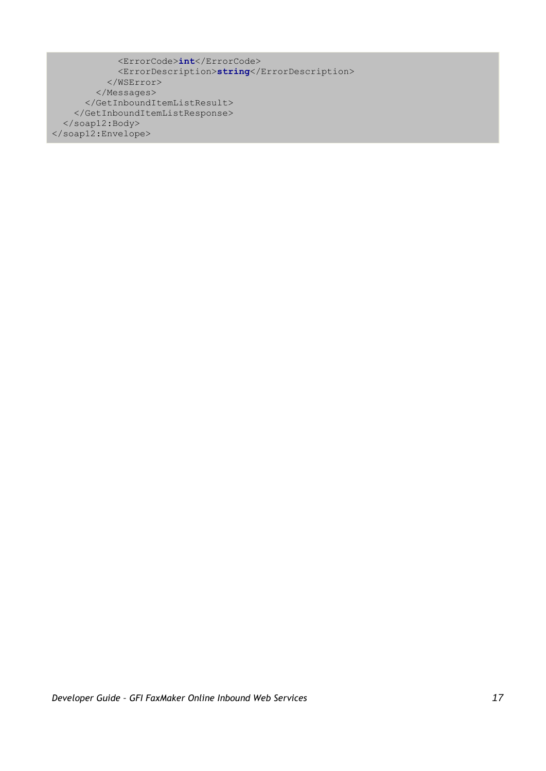```
            <ErrorCode>int</ErrorCode>
            <ErrorDescription>string</ErrorDescription>
          </WSError>
        </Messages>
      </GetInboundItemListResult>
    </GetInboundItemListResponse>
  </soap12:Body>
</soap12:Envelope>
```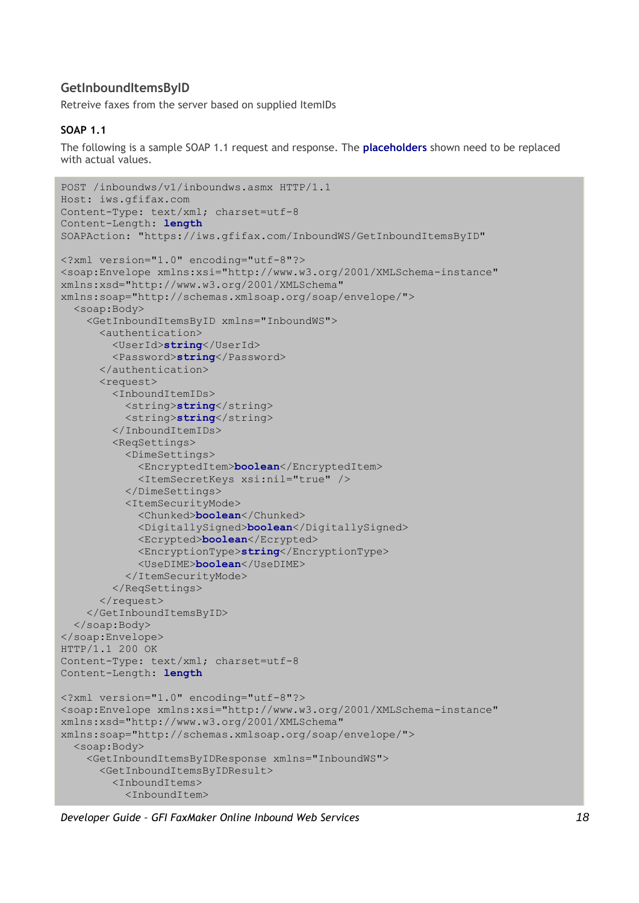### GetInboundItemsByID

Retreive faxes from the server based on supplied ItemIDs

#### SOAP 1.1

The following is a sample SOAP 1.1 request and response. The **placeholders** shown need to be replaced with actual values.

```
POST /inboundws/v1/inboundws.asmx HTTP/1.1
Host: iws.gfifax.com
Content-Type: text/xml; charset=utf-8
Content-Length: length
SOAPAction: "https://iws.gfifax.com/InboundWS/GetInboundItemsByID"

<?xml version="1.0" encoding="utf-8"?>
<soap:Envelope xmlns:xsi="http://www.w3.org/2001/XMLSchema-instance"
xmlns:xsd="http://www.w3.org/2001/XMLSchema"
xmlns:soap="http://schemas.xmlsoap.org/soap/envelope/">
  <soap:Body>
    <GetInboundItemsByID xmlns="InboundWS">
      <authentication>
        <UserId>string</UserId>
        <Password>string</Password>
      </authentication>
      <request>
        <InboundItemIDs>
          <string>string</string>
          <string>string</string>
        </InboundItemIDs>
        <ReqSettings>
          <DimeSettings>
            <EncryptedItem>boolean</EncryptedItem>
            <ItemSecretKeys xsi:nil="true" />
          </DimeSettings>
          <ItemSecurityMode>
            <Chunked>boolean</Chunked>
            <DigitallySigned>boolean</DigitallySigned>
            <Ecrypted>boolean</Ecrypted>
            <EncryptionType>string</EncryptionType>
            <UseDIME>boolean</UseDIME>
          </ItemSecurityMode>
        </ReqSettings>
      </request>
    </GetInboundItemsByID>
  </soap:Body>
</soap:Envelope>
HTTP/1.1 200 OK
Content-Type: text/xml; charset=utf-8
Content-Length: length

<?xml version="1.0" encoding="utf-8"?>
<soap:Envelope xmlns:xsi="http://www.w3.org/2001/XMLSchema-instance"
xmlns:xsd="http://www.w3.org/2001/XMLSchema"
xmlns:soap="http://schemas.xmlsoap.org/soap/envelope/">
  <soap:Body>
    <GetInboundItemsByIDResponse xmlns="InboundWS">
      <GetInboundItemsByIDResult>
        <InboundItems>
          <InboundItem>
```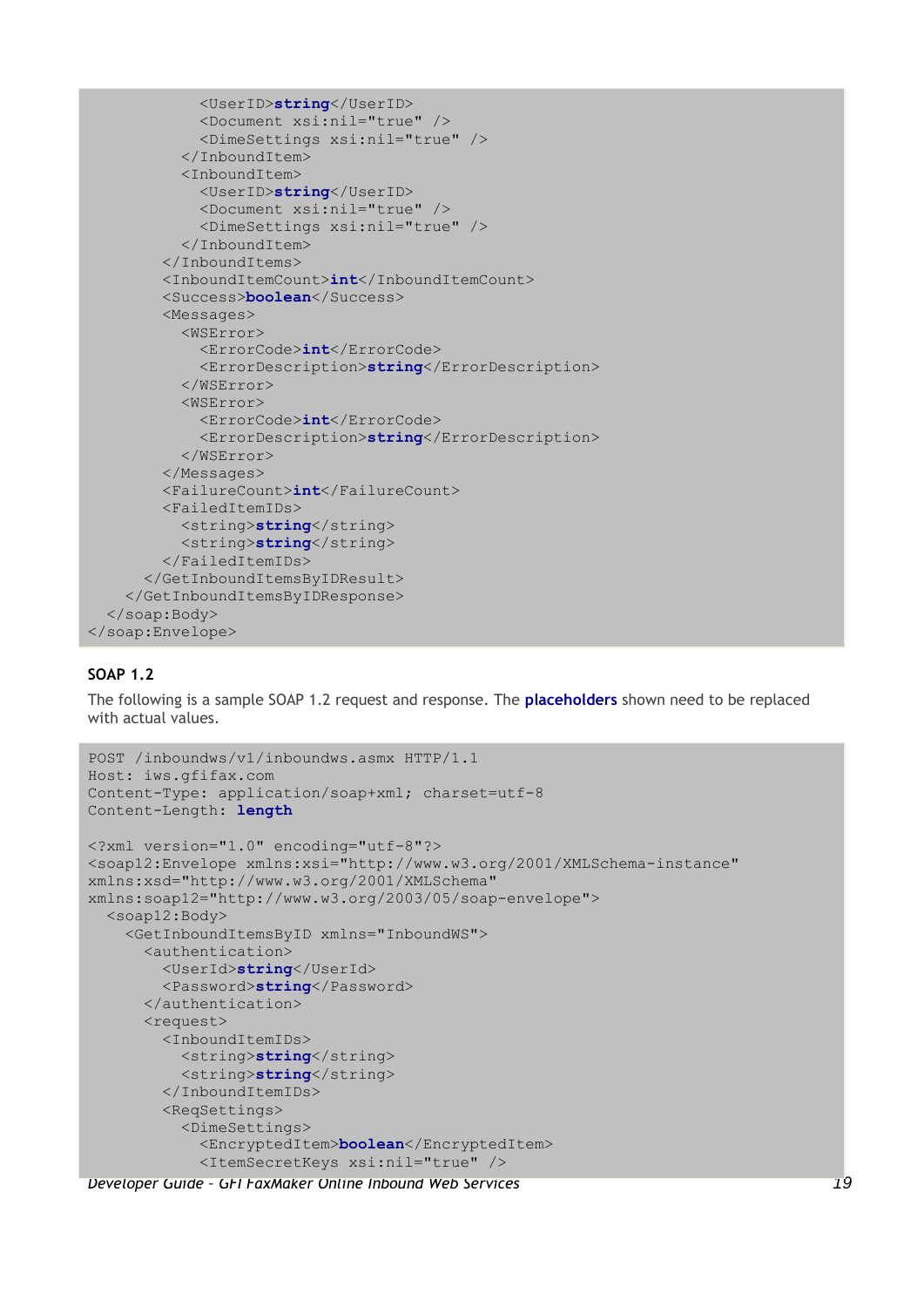```
            <UserID>string</UserID>
            <Document xsi:nil="true" />
            <DimeSettings xsi:nil="true" />
          </InboundItem>
          <InboundItem>
            <UserID>string</UserID>
            <Document xsi:nil="true" />
            <DimeSettings xsi:nil="true" />
          </InboundItem>
        </InboundItems>
        <InboundItemCount>int</InboundItemCount>
        <Success>boolean</Success>
        <Messages>
          <WSError>
            <ErrorCode>int</ErrorCode>
            <ErrorDescription>string</ErrorDescription>
          </WSError>
          <WSError>
            <ErrorCode>int</ErrorCode>
            <ErrorDescription>string</ErrorDescription>
          </WSError>
        </Messages>
        <FailureCount>int</FailureCount>
        <FailedItemIDs>
          <string>string</string>
          <string>string</string>
        </FailedItemIDs>
      </GetInboundItemsByIDResult>
    </GetInboundItemsByIDResponse>
  </soap:Body>
</soap:Envelope>
```

**SOAP 1.2**

The following is a sample SOAP 1.2 request and response. The **placeholders** shown need to be replaced with actual values.

```
POST /inboundws/v1/inboundws.asmx HTTP/1.1
Host: iws.gfifax.com
Content-Type: application/soap+xml; charset=utf-8
Content-Length: length

<?xml version="1.0" encoding="utf-8"?>
<soap12:Envelope xmlns:xsi="http://www.w3.org/2001/XMLSchema-instance"
xmlns:xsd="http://www.w3.org/2001/XMLSchema"
xmlns:soap12="http://www.w3.org/2003/05/soap-envelope">
  <soap12:Body>
    <GetInboundItemsByID xmlns="InboundWS">
      <authentication>
        <UserId>string</UserId>
        <Password>string</Password>
      </authentication>
      <request>
        <InboundItemIDs>
          <string>string</string>
          <string>string</string>
        </InboundItemIDs>
        <ReqSettings>
          <DimeSettings>
            <EncryptedItem>boolean</EncryptedItem>
            <ItemSecretKeys xsi:nil="true" />
```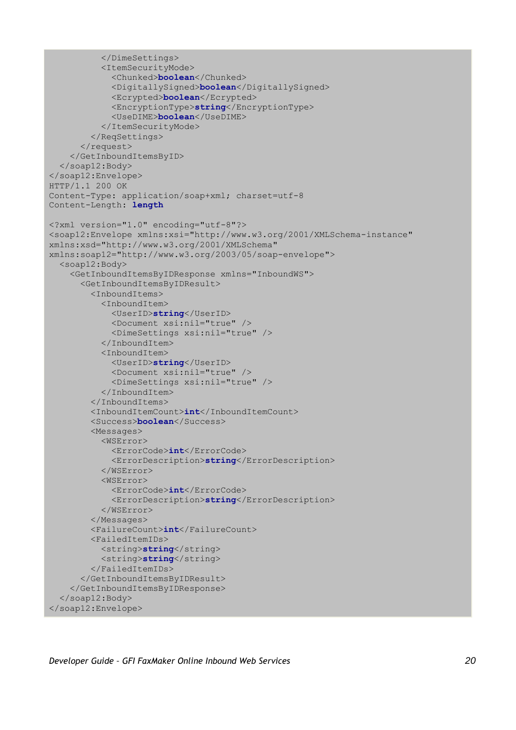```
          </DimeSettings>
          <ItemSecurityMode>
            <Chunked>boolean</Chunked>
            <DigitallySigned>boolean</DigitallySigned>
            <Ecrypted>boolean</Ecrypted>
            <EncryptionType>string</EncryptionType>
            <UseDIME>boolean</UseDIME>
          </ItemSecurityMode>
        </ReqSettings>
      </request>
    </GetInboundItemsByID>
  </soap12:Body>
</soap12:Envelope>
HTTP/1.1 200 OK
Content-Type: application/soap+xml; charset=utf-8
Content-Length: length

<?xml version="1.0" encoding="utf-8"?>
<soap12:Envelope xmlns:xsi="http://www.w3.org/2001/XMLSchema-instance"
xmlns:xsd="http://www.w3.org/2001/XMLSchema"
xmlns:soap12="http://www.w3.org/2003/05/soap-envelope">
  <soap12:Body>
    <GetInboundItemsByIDResponse xmlns="InboundWS">
      <GetInboundItemsByIDResult>
        <InboundItems>
          <InboundItem>
            <UserID>string</UserID>
            <Document xsi:nil="true" />
            <DimeSettings xsi:nil="true" />
          </InboundItem>
          <InboundItem>
            <UserID>string</UserID>
            <Document xsi:nil="true" />
            <DimeSettings xsi:nil="true" />
          </InboundItem>
        </InboundItems>
        <InboundItemCount>int</InboundItemCount>
        <Success>boolean</Success>
        <Messages>
          <WSError>
            <ErrorCode>int</ErrorCode>
            <ErrorDescription>string</ErrorDescription>
          </WSError>
          <WSError>
            <ErrorCode>int</ErrorCode>
            <ErrorDescription>string</ErrorDescription>
          </WSError>
        </Messages>
        <FailureCount>int</FailureCount>
        <FailedItemIDs>
          <string>string</string>
          <string>string</string>
        </FailedItemIDs>
      </GetInboundItemsByIDResult>
    </GetInboundItemsByIDResponse>
  </soap12:Body>
</soap12:Envelope>
```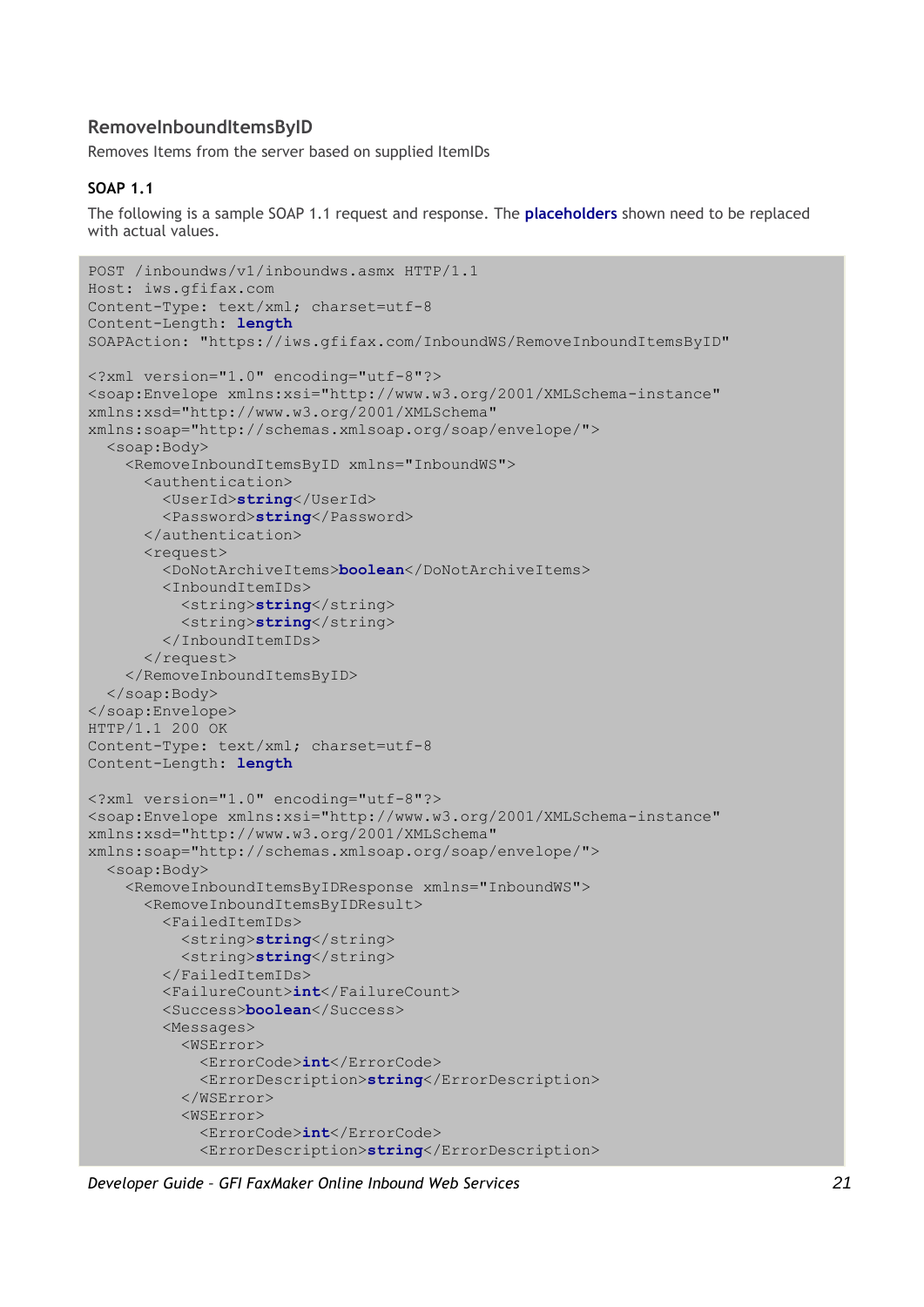### RemoveInboundItemsByID

Removes Items from the server based on supplied ItemIDs

#### SOAP 1.1

The following is a sample SOAP 1.1 request and response. The **placeholders** shown need to be replaced with actual values.

```
POST /inboundws/v1/inboundws.asmx HTTP/1.1
Host: iws.gfifax.com
Content-Type: text/xml; charset=utf-8
Content-Length: length
SOAPAction: "https://iws.gfifax.com/InboundWS/RemoveInboundItemsByID"

<?xml version="1.0" encoding="utf-8"?>
<soap:Envelope xmlns:xsi="http://www.w3.org/2001/XMLSchema-instance"
xmlns:xsd="http://www.w3.org/2001/XMLSchema"
xmlns:soap="http://schemas.xmlsoap.org/soap/envelope/">
  <soap:Body>
    <RemoveInboundItemsByID xmlns="InboundWS">
      <authentication>
        <UserId>string</UserId>
        <Password>string</Password>
      </authentication>
      <request>
        <DoNotArchiveItems>boolean</DoNotArchiveItems>
        <InboundItemIDs>
          <string>string</string>
          <string>string</string>
        </InboundItemIDs>
      </request>
    </RemoveInboundItemsByID>
  </soap:Body>
</soap:Envelope>
HTTP/1.1 200 OK
Content-Type: text/xml; charset=utf-8
Content-Length: length

<?xml version="1.0" encoding="utf-8"?>
<soap:Envelope xmlns:xsi="http://www.w3.org/2001/XMLSchema-instance"
xmlns:xsd="http://www.w3.org/2001/XMLSchema"
xmlns:soap="http://schemas.xmlsoap.org/soap/envelope/">
  <soap:Body>
    <RemoveInboundItemsByIDResponse xmlns="InboundWS">
      <RemoveInboundItemsByIDResult>
        <FailedItemIDs>
          <string>string</string>
          <string>string</string>
        </FailedItemIDs>
        <FailureCount>int</FailureCount>
        <Success>boolean</Success>
        <Messages>
          <WSError>
            <ErrorCode>int</ErrorCode>
            <ErrorDescription>string</ErrorDescription>
          </WSError>
          <WSError>
            <ErrorCode>int</ErrorCode>
            <ErrorDescription>string</ErrorDescription>
```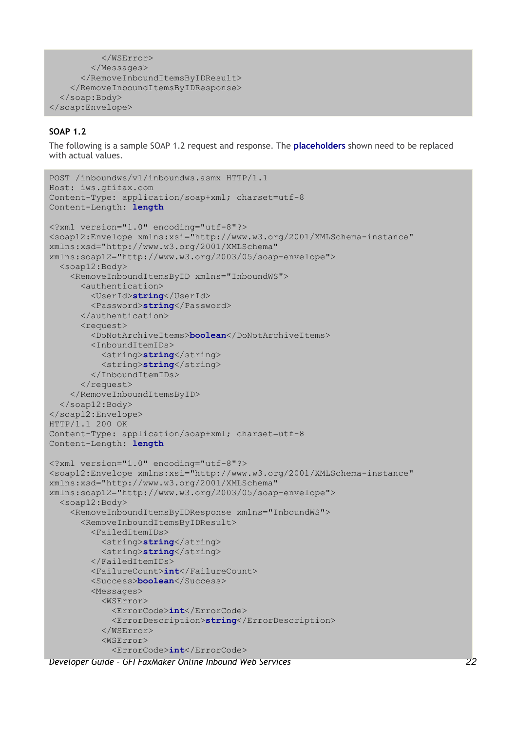```
          </WSError>
        </Messages>
      </RemoveInboundItemsByIDResult>
    </RemoveInboundItemsByIDResponse>
  </soap:Body>
</soap:Envelope>
```

### SOAP 1.2

The following is a sample SOAP 1.2 request and response. The **placeholders** shown need to be replaced with actual values.

```
POST /inboundws/v1/inboundws.asmx HTTP/1.1
Host: iws.gfifax.com
Content-Type: application/soap+xml; charset=utf-8
Content-Length: length

<?xml version="1.0" encoding="utf-8"?>
<soap12:Envelope xmlns:xsi="http://www.w3.org/2001/XMLSchema-instance"
xmlns:xsd="http://www.w3.org/2001/XMLSchema"
xmlns:soap12="http://www.w3.org/2003/05/soap-envelope">
  <soap12:Body>
    <RemoveInboundItemsByID xmlns="InboundWS">
      <authentication>
        <UserId>string</UserId>
        <Password>string</Password>
      </authentication>
      <request>
        <DoNotArchiveItems>boolean</DoNotArchiveItems>
        <InboundItemIDs>
          <string>string</string>
          <string>string</string>
        </InboundItemIDs>
      </request>
    </RemoveInboundItemsByID>
  </soap12:Body>
</soap12:Envelope>
HTTP/1.1 200 OK
Content-Type: application/soap+xml; charset=utf-8
Content-Length: length

<?xml version="1.0" encoding="utf-8"?>
<soap12:Envelope xmlns:xsi="http://www.w3.org/2001/XMLSchema-instance"
xmlns:xsd="http://www.w3.org/2001/XMLSchema"
xmlns:soap12="http://www.w3.org/2003/05/soap-envelope">
  <soap12:Body>
    <RemoveInboundItemsByIDResponse xmlns="InboundWS">
      <RemoveInboundItemsByIDResult>
        <FailedItemIDs>
          <string>string</string>
          <string>string</string>
        </FailedItemIDs>
        <FailureCount>int</FailureCount>
        <Success>boolean</Success>
        <Messages>
          <WSError>
            <ErrorCode>int</ErrorCode>
            <ErrorDescription>string</ErrorDescription>
          </WSError>
          <WSError>
            <ErrorCode>int</ErrorCode>
```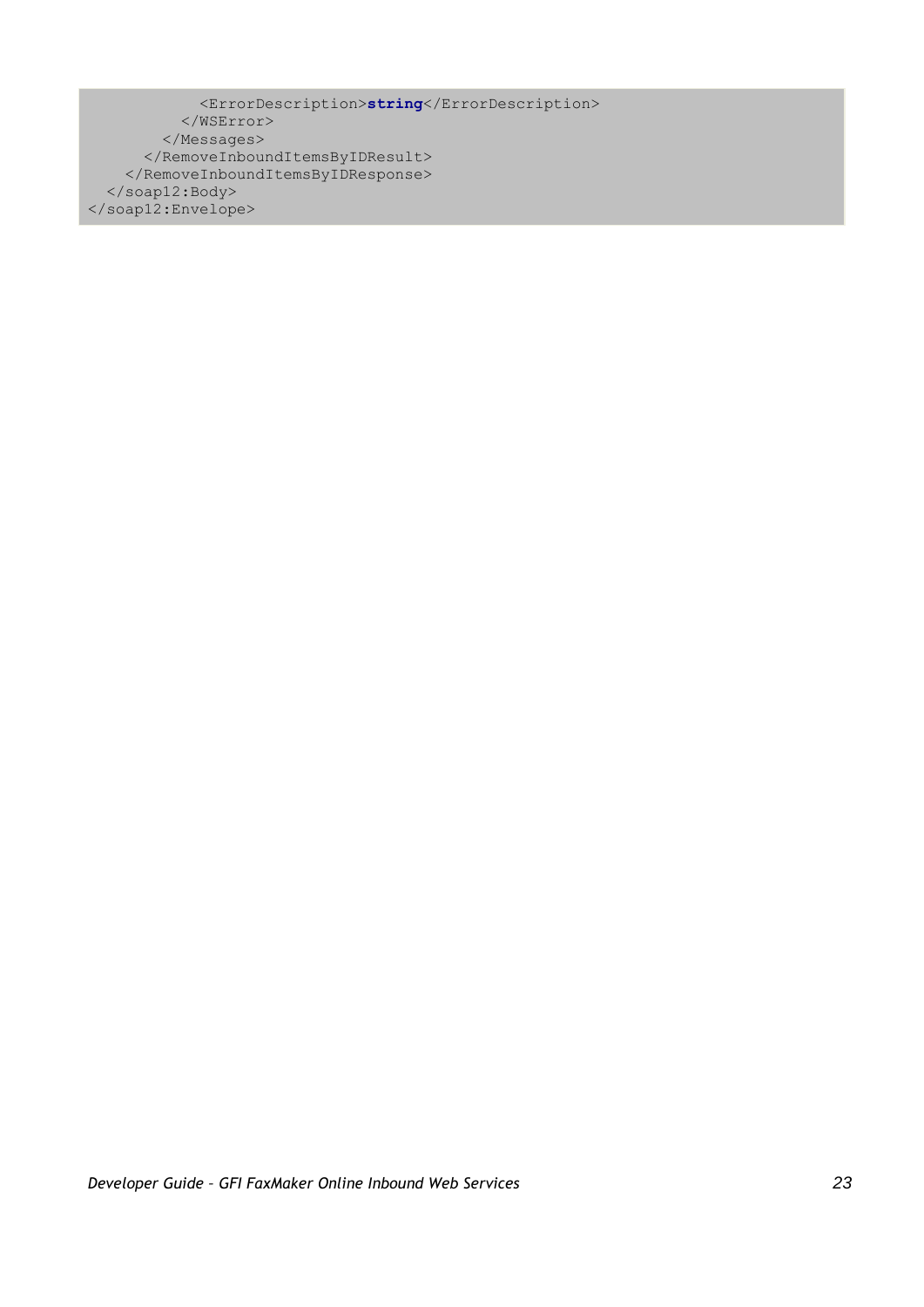```
            <ErrorDescription>string</ErrorDescription>
          </WSError>
        </Messages>
      </RemoveInboundItemsByIDResult>
    </RemoveInboundItemsByIDResponse>
  </soap12:Body>
</soap12:Envelope>
```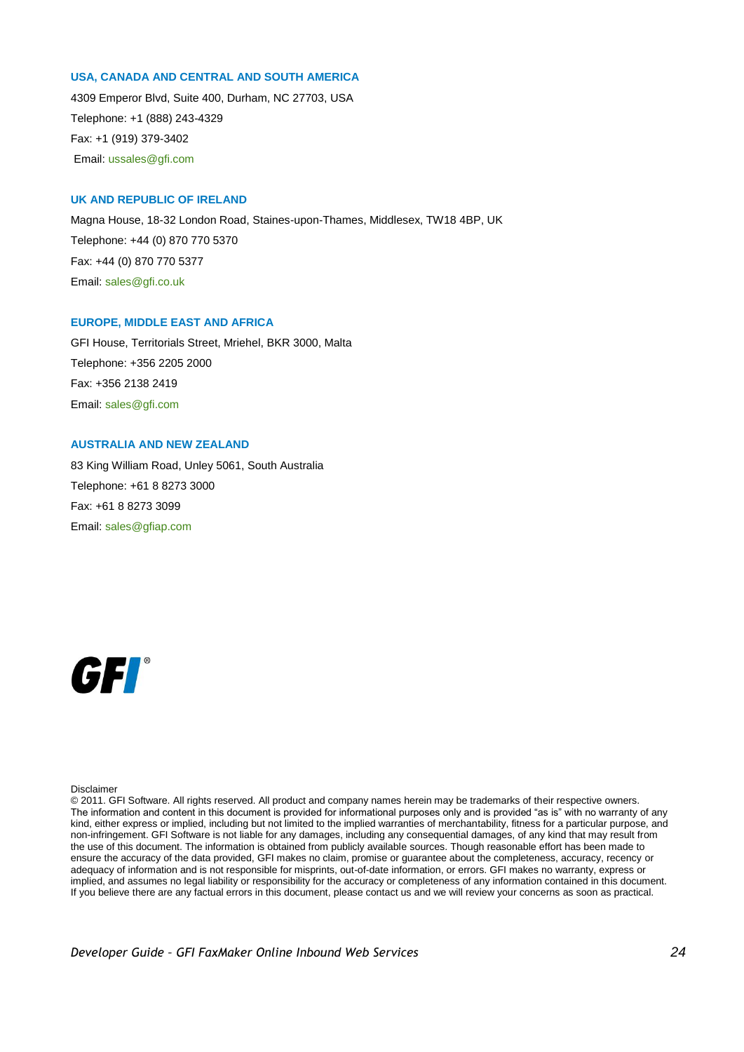### USA, CANADA AND CENTRAL AND SOUTH AMERICA

4309 Emperor Blvd, Suite 400, Durham, NC 27703, USA

Telephone: +1 (888) 243-4329

Fax: +1 (919) 379-3402

Email: ussales@gfi.com

### UK AND REPUBLIC OF IRELAND

Magna House, 18-32 London Road, Staines-upon-Thames, Middlesex, TW18 4BP, UK

Telephone: +44 (0) 870 770 5370

Fax: +44 (0) 870 770 5377

Email: sales@gfi.co.uk

### EUROPE, MIDDLE EAST AND AFRICA

GFI House, Territorials Street, Mriehel, BKR 3000, Malta

Telephone: +356 2205 2000

Fax: +356 2138 2419

Email: sales@gfi.com

### AUSTRALIA AND NEW ZEALAND

83 King William Road, Unley 5061, South Australia

Telephone: +61 8 8273 3000

Fax: +61 8 8273 3099

Email: sales@gfiap.com

GFI®

Disclaimer

© 2011. GFI Software. All rights reserved. All product and company names herein may be trademarks of their respective owners.
The information and content in this document is provided for informational purposes only and is provided "as is" with no warranty of any kind, either express or implied, including but not limited to the implied warranties of merchantability, fitness for a particular purpose, and non-infringement. GFI Software is not liable for any damages, including any consequential damages, of any kind that may result from the use of this document. The information is obtained from publicly available sources. Though reasonable effort has been made to ensure the accuracy of the data provided, GFI makes no claim, promise or guarantee about the completeness, accuracy, recency or adequacy of information and is not responsible for misprints, out-of-date information, or errors. GFI makes no warranty, express or implied, and assumes no legal liability or responsibility for the accuracy or completeness of any information contained in this document. If you believe there are any factual errors in this document, please contact us and we will review your concerns as soon as practical.